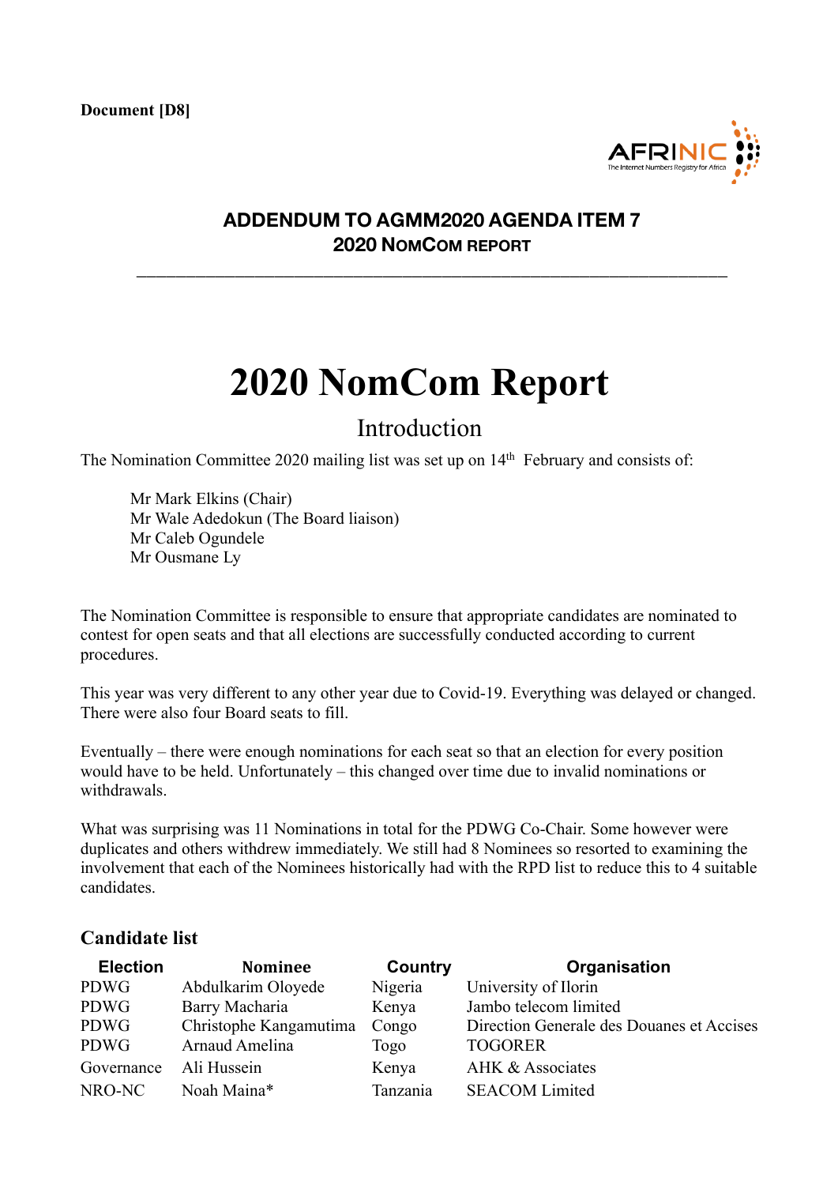**Document [D8]**

## ADDENDUM TO AGMM2020 AGENDA ITEM 7
## 2020 NOMCOM REPORT

---

# 2020 NomCom Report

## Introduction

The Nomination Committee 2020 mailing list was set up on 14th February and consists of:

Mr Mark Elkins (Chair)
Mr Wale Adedokun (The Board liaison)
Mr Caleb Ogundele
Mr Ousmane Ly

The Nomination Committee is responsible to ensure that appropriate candidates are nominated to contest for open seats and that all elections are successfully conducted according to current procedures.

This year was very different to any other year due to Covid-19. Everything was delayed or changed. There were also four Board seats to fill.

Eventually – there were enough nominations for each seat so that an election for every position would have to be held. Unfortunately – this changed over time due to invalid nominations or withdrawals.

What was surprising was 11 Nominations in total for the PDWG Co-Chair. Some however were duplicates and others withdrew immediately. We still had 8 Nominees so resorted to examining the involvement that each of the Nominees historically had with the RPD list to reduce this to 4 suitable candidates.

### Candidate list

| Election | Nominee | Country | Organisation |
|---|---|---|---|
| PDWG | Abdulkarim Oloyede | Nigeria | University of Ilorin |
| PDWG | Barry Macharia | Kenya | Jambo telecom limited |
| PDWG | Christophe Kangamutima | Congo | Direction Generale des Douanes et Accises |
| PDWG | Arnaud Amelina | Togo | TOGORER |
| Governance | Ali Hussein | Kenya | AHK & Associates |
| NRO-NC | Noah Maina* | Tanzania | SEACOM Limited |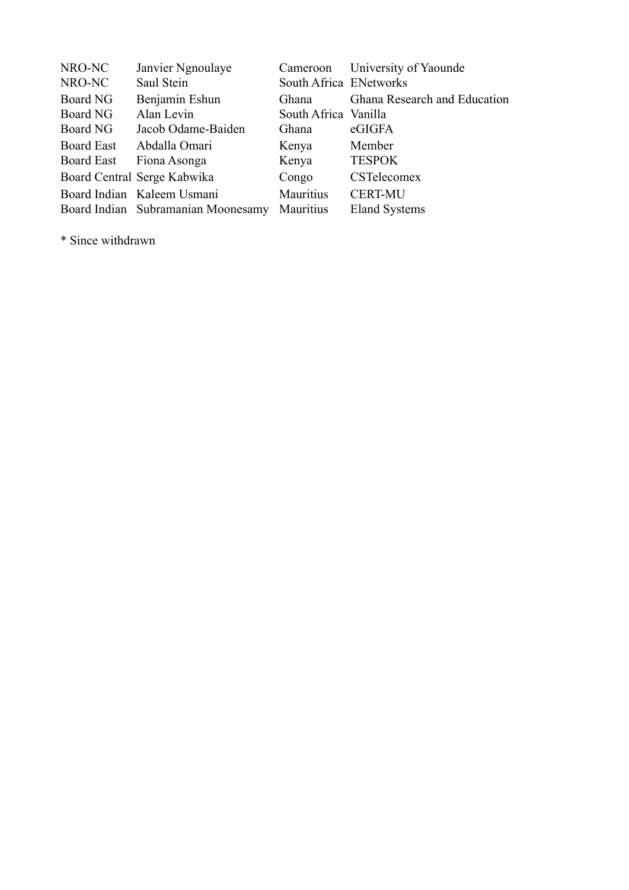| | | | |
|---|---|---|---|
| NRO-NC | Janvier Ngnoulaye | Cameroon | University of Yaounde |
| NRO-NC | Saul Stein | South Africa | ENetworks |
| Board NG | Benjamin Eshun | Ghana | Ghana Research and Education |
| Board NG | Alan Levin | South Africa | Vanilla |
| Board NG | Jacob Odame-Baiden | Ghana | eGIGFA |
| Board East | Abdalla Omari | Kenya | Member |
| Board East | Fiona Asonga | Kenya | TESPOK |
| Board Central | Serge Kabwika | Congo | CSTelecomex |
| Board Indian | Kaleem Usmani | Mauritius | CERT-MU |
| Board Indian | Subramanian Moonesamy | Mauritius | Eland Systems |

* Since withdrawn